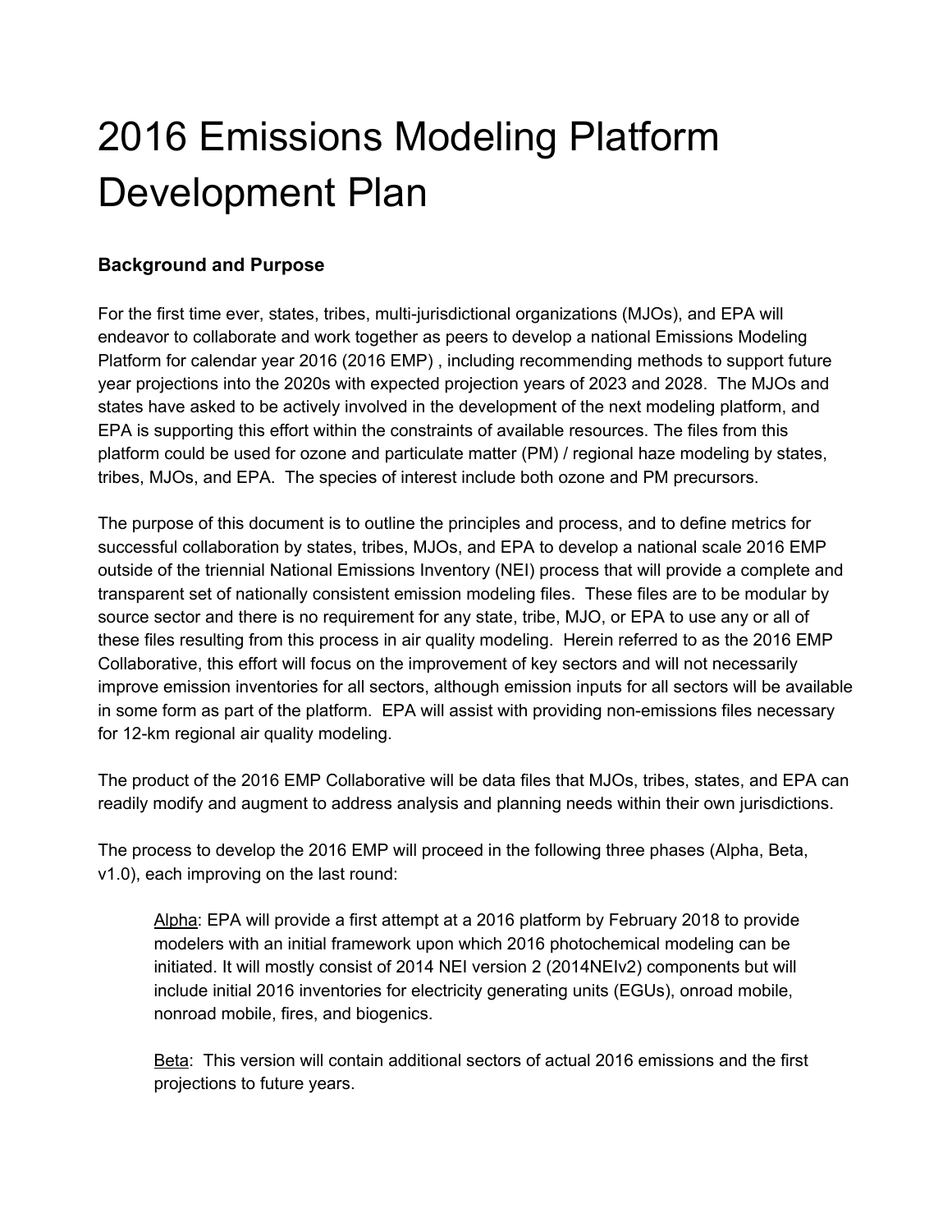# 2016 Emissions Modeling Platform Development Plan

### Background and Purpose

For the first time ever, states, tribes, multi-jurisdictional organizations (MJOs), and EPA will endeavor to collaborate and work together as peers to develop a national Emissions Modeling Platform for calendar year 2016 (2016 EMP) , including recommending methods to support future year projections into the 2020s with expected projection years of 2023 and 2028. The MJOs and states have asked to be actively involved in the development of the next modeling platform, and EPA is supporting this effort within the constraints of available resources. The files from this platform could be used for ozone and particulate matter (PM) / regional haze modeling by states, tribes, MJOs, and EPA. The species of interest include both ozone and PM precursors.

The purpose of this document is to outline the principles and process, and to define metrics for successful collaboration by states, tribes, MJOs, and EPA to develop a national scale 2016 EMP outside of the triennial National Emissions Inventory (NEI) process that will provide a complete and transparent set of nationally consistent emission modeling files. These files are to be modular by source sector and there is no requirement for any state, tribe, MJO, or EPA to use any or all of these files resulting from this process in air quality modeling. Herein referred to as the 2016 EMP Collaborative, this effort will focus on the improvement of key sectors and will not necessarily improve emission inventories for all sectors, although emission inputs for all sectors will be available in some form as part of the platform. EPA will assist with providing non-emissions files necessary for 12-km regional air quality modeling.

The product of the 2016 EMP Collaborative will be data files that MJOs, tribes, states, and EPA can readily modify and augment to address analysis and planning needs within their own jurisdictions.

The process to develop the 2016 EMP will proceed in the following three phases (Alpha, Beta, v1.0), each improving on the last round:

> Alpha: EPA will provide a first attempt at a 2016 platform by February 2018 to provide modelers with an initial framework upon which 2016 photochemical modeling can be initiated. It will mostly consist of 2014 NEI version 2 (2014NEIv2) components but will include initial 2016 inventories for electricity generating units (EGUs), onroad mobile, nonroad mobile, fires, and biogenics.
>
> Beta: This version will contain additional sectors of actual 2016 emissions and the first projections to future years.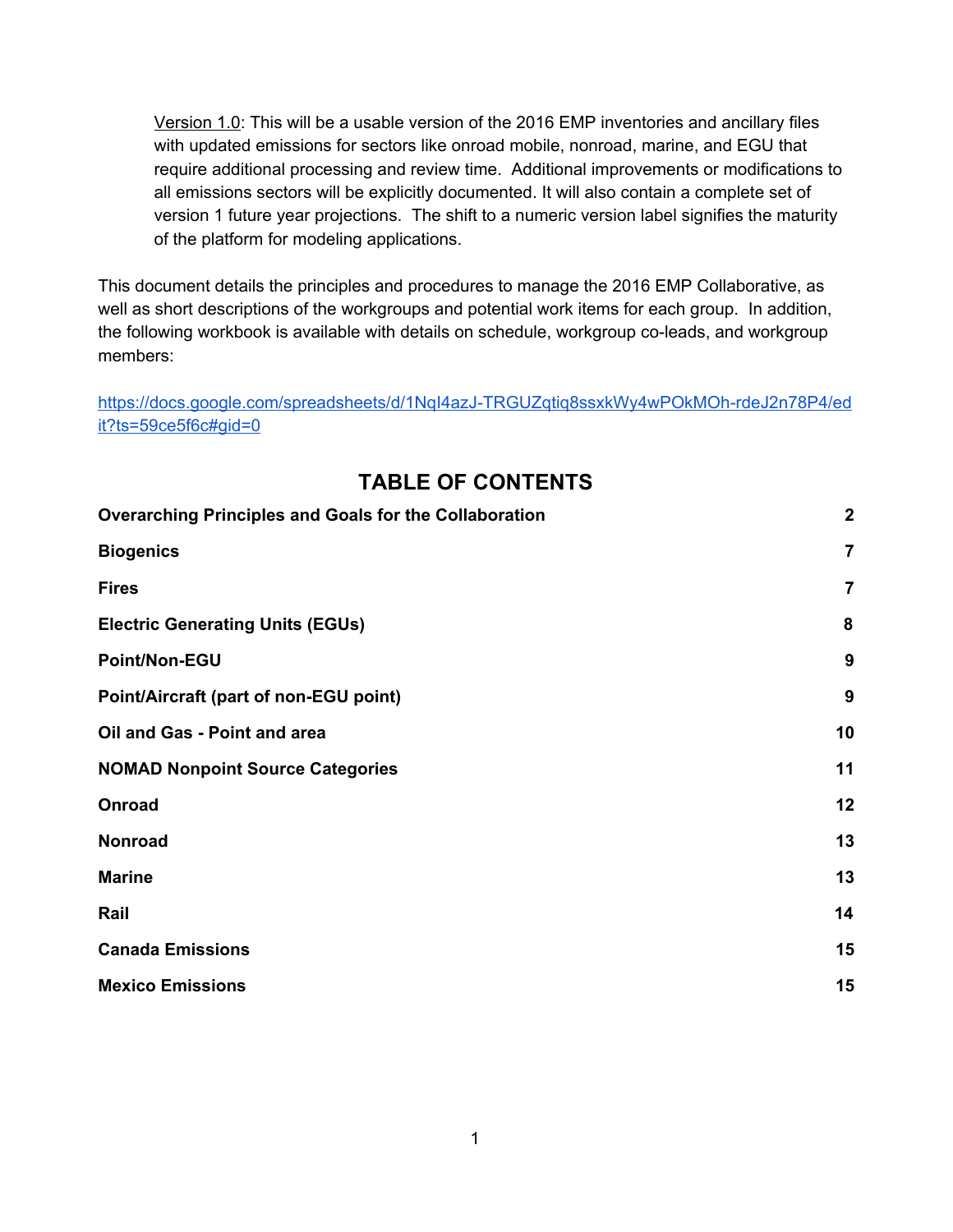Version 1.0: This will be a usable version of the 2016 EMP inventories and ancillary files with updated emissions for sectors like onroad mobile, nonroad, marine, and EGU that require additional processing and review time. Additional improvements or modifications to all emissions sectors will be explicitly documented. It will also contain a complete set of version 1 future year projections. The shift to a numeric version label signifies the maturity of the platform for modeling applications.

This document details the principles and procedures to manage the 2016 EMP Collaborative, as well as short descriptions of the workgroups and potential work items for each group. In addition, the following workbook is available with details on schedule, workgroup co-leads, and workgroup members:

https://docs.google.com/spreadsheets/d/1NqI4azJ-TRGUZqtiq8ssxkWy4wPOkMOh-rdeJ2n78P4/edit?ts=59ce5f6c#gid=0

## TABLE OF CONTENTS

| | |
|---|---|
| **Overarching Principles and Goals for the Collaboration** | **2** |
| **Biogenics** | **7** |
| **Fires** | **7** |
| **Electric Generating Units (EGUs)** | **8** |
| **Point/Non-EGU** | **9** |
| **Point/Aircraft (part of non-EGU point)** | **9** |
| **Oil and Gas - Point and area** | **10** |
| **NOMAD Nonpoint Source Categories** | **11** |
| **Onroad** | **12** |
| **Nonroad** | **13** |
| **Marine** | **13** |
| **Rail** | **14** |
| **Canada Emissions** | **15** |
| **Mexico Emissions** | **15** |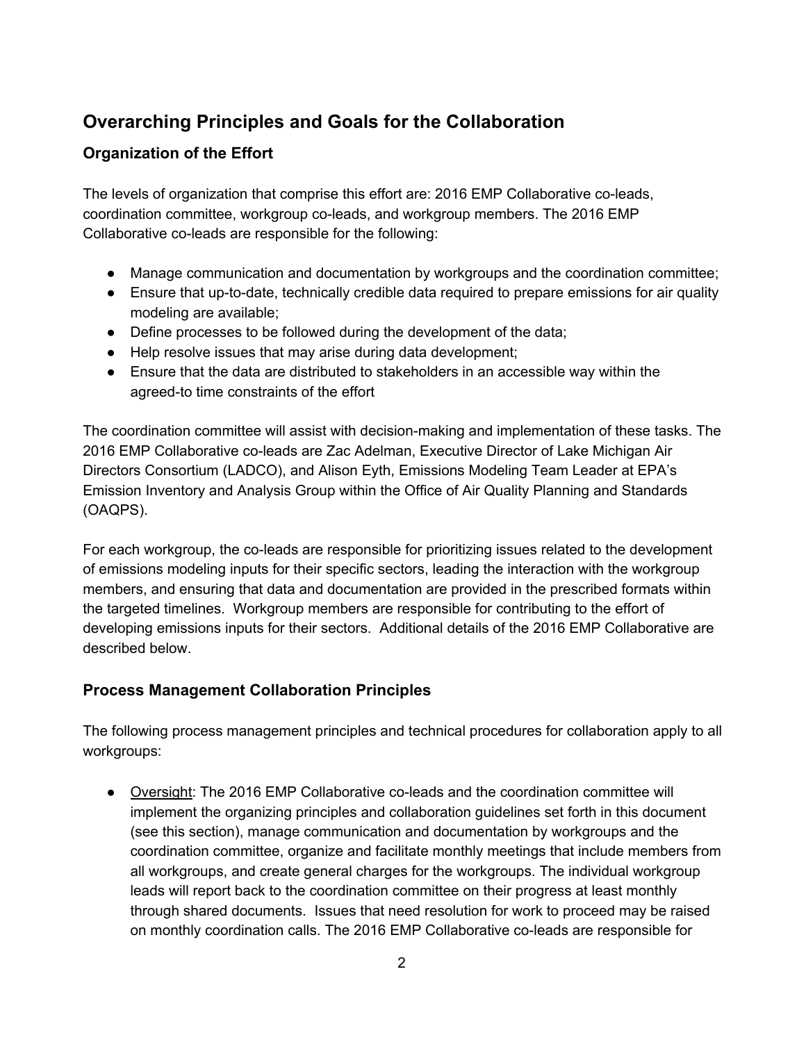## Overarching Principles and Goals for the Collaboration

### Organization of the Effort

The levels of organization that comprise this effort are: 2016 EMP Collaborative co-leads, coordination committee, workgroup co-leads, and workgroup members. The 2016 EMP Collaborative co-leads are responsible for the following:

- Manage communication and documentation by workgroups and the coordination committee;
- Ensure that up-to-date, technically credible data required to prepare emissions for air quality modeling are available;
- Define processes to be followed during the development of the data;
- Help resolve issues that may arise during data development;
- Ensure that the data are distributed to stakeholders in an accessible way within the agreed-to time constraints of the effort

The coordination committee will assist with decision-making and implementation of these tasks. The 2016 EMP Collaborative co-leads are Zac Adelman, Executive Director of Lake Michigan Air Directors Consortium (LADCO), and Alison Eyth, Emissions Modeling Team Leader at EPA's Emission Inventory and Analysis Group within the Office of Air Quality Planning and Standards (OAQPS).

For each workgroup, the co-leads are responsible for prioritizing issues related to the development of emissions modeling inputs for their specific sectors, leading the interaction with the workgroup members, and ensuring that data and documentation are provided in the prescribed formats within the targeted timelines. Workgroup members are responsible for contributing to the effort of developing emissions inputs for their sectors. Additional details of the 2016 EMP Collaborative are described below.

### Process Management Collaboration Principles

The following process management principles and technical procedures for collaboration apply to all workgroups:

- Oversight: The 2016 EMP Collaborative co-leads and the coordination committee will implement the organizing principles and collaboration guidelines set forth in this document (see this section), manage communication and documentation by workgroups and the coordination committee, organize and facilitate monthly meetings that include members from all workgroups, and create general charges for the workgroups. The individual workgroup leads will report back to the coordination committee on their progress at least monthly through shared documents. Issues that need resolution for work to proceed may be raised on monthly coordination calls. The 2016 EMP Collaborative co-leads are responsible for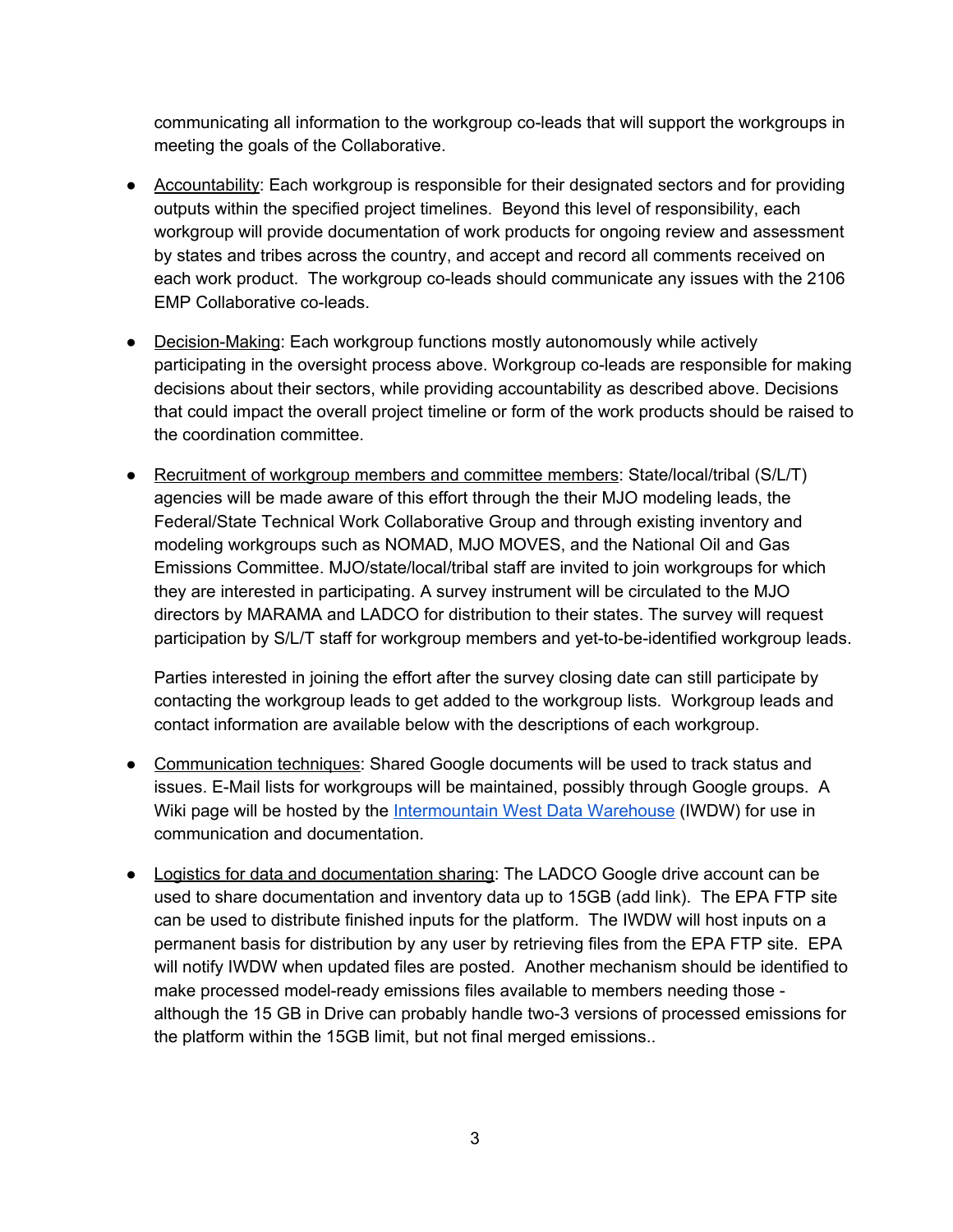communicating all information to the workgroup co-leads that will support the workgroups in meeting the goals of the Collaborative.

- Accountability: Each workgroup is responsible for their designated sectors and for providing outputs within the specified project timelines. Beyond this level of responsibility, each workgroup will provide documentation of work products for ongoing review and assessment by states and tribes across the country, and accept and record all comments received on each work product. The workgroup co-leads should communicate any issues with the 2106 EMP Collaborative co-leads.

- Decision-Making: Each workgroup functions mostly autonomously while actively participating in the oversight process above. Workgroup co-leads are responsible for making decisions about their sectors, while providing accountability as described above. Decisions that could impact the overall project timeline or form of the work products should be raised to the coordination committee.

- Recruitment of workgroup members and committee members: State/local/tribal (S/L/T) agencies will be made aware of this effort through the their MJO modeling leads, the Federal/State Technical Work Collaborative Group and through existing inventory and modeling workgroups such as NOMAD, MJO MOVES, and the National Oil and Gas Emissions Committee. MJO/state/local/tribal staff are invited to join workgroups for which they are interested in participating. A survey instrument will be circulated to the MJO directors by MARAMA and LADCO for distribution to their states. The survey will request participation by S/L/T staff for workgroup members and yet-to-be-identified workgroup leads.

  Parties interested in joining the effort after the survey closing date can still participate by contacting the workgroup leads to get added to the workgroup lists. Workgroup leads and contact information are available below with the descriptions of each workgroup.

- Communication techniques: Shared Google documents will be used to track status and issues. E-Mail lists for workgroups will be maintained, possibly through Google groups. A Wiki page will be hosted by the Intermountain West Data Warehouse (IWDW) for use in communication and documentation.

- Logistics for data and documentation sharing: The LADCO Google drive account can be used to share documentation and inventory data up to 15GB (add link). The EPA FTP site can be used to distribute finished inputs for the platform. The IWDW will host inputs on a permanent basis for distribution by any user by retrieving files from the EPA FTP site. EPA will notify IWDW when updated files are posted. Another mechanism should be identified to make processed model-ready emissions files available to members needing those - although the 15 GB in Drive can probably handle two-3 versions of processed emissions for the platform within the 15GB limit, but not final merged emissions..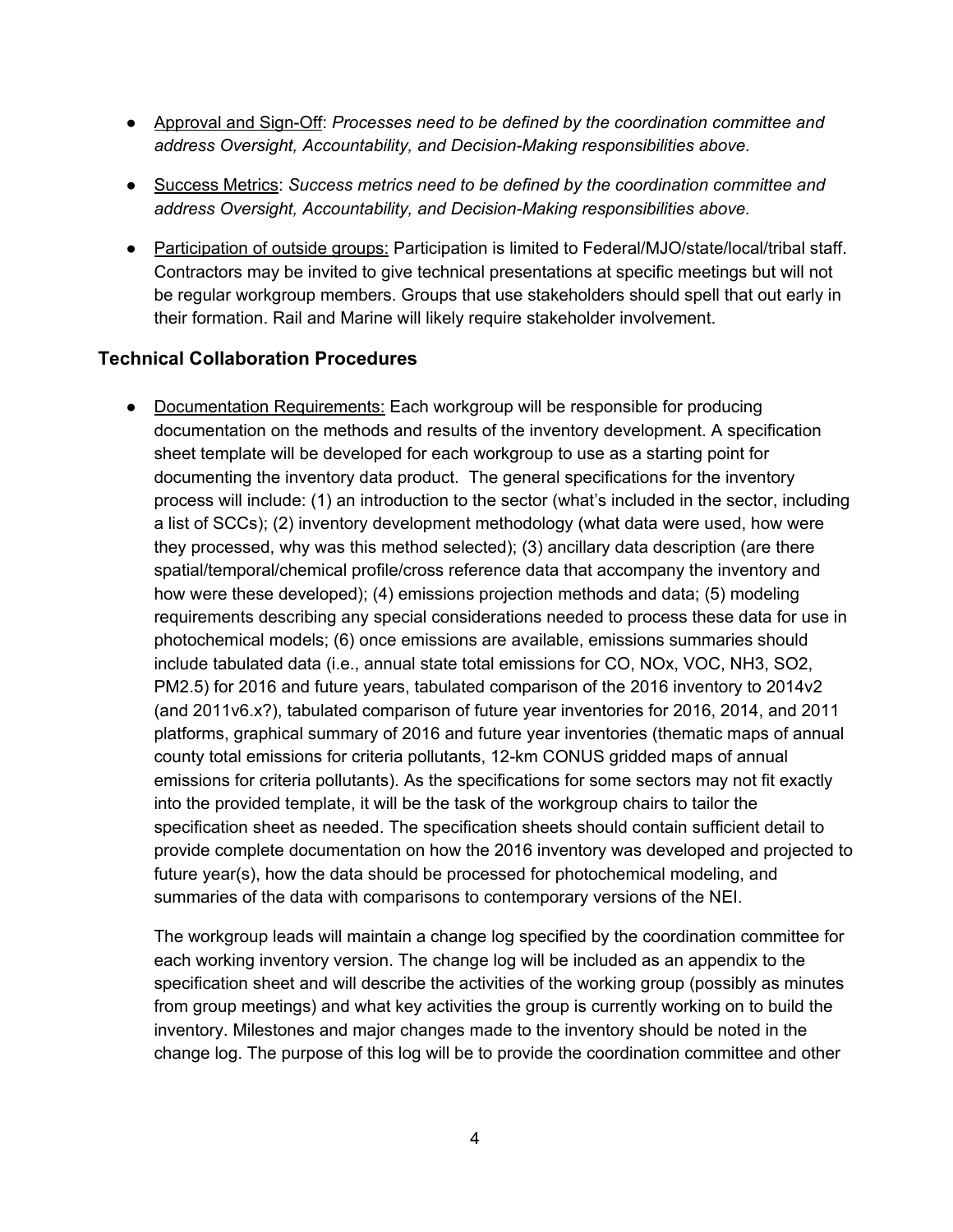- Approval and Sign-Off: *Processes need to be defined by the coordination committee and address Oversight, Accountability, and Decision-Making responsibilities above.*

- Success Metrics: *Success metrics need to be defined by the coordination committee and address Oversight, Accountability, and Decision-Making responsibilities above.*

- Participation of outside groups: Participation is limited to Federal/MJO/state/local/tribal staff. Contractors may be invited to give technical presentations at specific meetings but will not be regular workgroup members. Groups that use stakeholders should spell that out early in their formation. Rail and Marine will likely require stakeholder involvement.

## Technical Collaboration Procedures

- Documentation Requirements: Each workgroup will be responsible for producing documentation on the methods and results of the inventory development. A specification sheet template will be developed for each workgroup to use as a starting point for documenting the inventory data product. The general specifications for the inventory process will include: (1) an introduction to the sector (what's included in the sector, including a list of SCCs); (2) inventory development methodology (what data were used, how were they processed, why was this method selected); (3) ancillary data description (are there spatial/temporal/chemical profile/cross reference data that accompany the inventory and how were these developed); (4) emissions projection methods and data; (5) modeling requirements describing any special considerations needed to process these data for use in photochemical models; (6) once emissions are available, emissions summaries should include tabulated data (i.e., annual state total emissions for CO, NOx, VOC, $NH_3$, $SO_2$, PM2.5) for 2016 and future years, tabulated comparison of the 2016 inventory to 2014v2 (and 2011v6.x?), tabulated comparison of future year inventories for 2016, 2014, and 2011 platforms, graphical summary of 2016 and future year inventories (thematic maps of annual county total emissions for criteria pollutants, 12-km CONUS gridded maps of annual emissions for criteria pollutants). As the specifications for some sectors may not fit exactly into the provided template, it will be the task of the workgroup chairs to tailor the specification sheet as needed. The specification sheets should contain sufficient detail to provide complete documentation on how the 2016 inventory was developed and projected to future year(s), how the data should be processed for photochemical modeling, and summaries of the data with comparisons to contemporary versions of the NEI.

  The workgroup leads will maintain a change log specified by the coordination committee for each working inventory version. The change log will be included as an appendix to the specification sheet and will describe the activities of the working group (possibly as minutes from group meetings) and what key activities the group is currently working on to build the inventory. Milestones and major changes made to the inventory should be noted in the change log. The purpose of this log will be to provide the coordination committee and other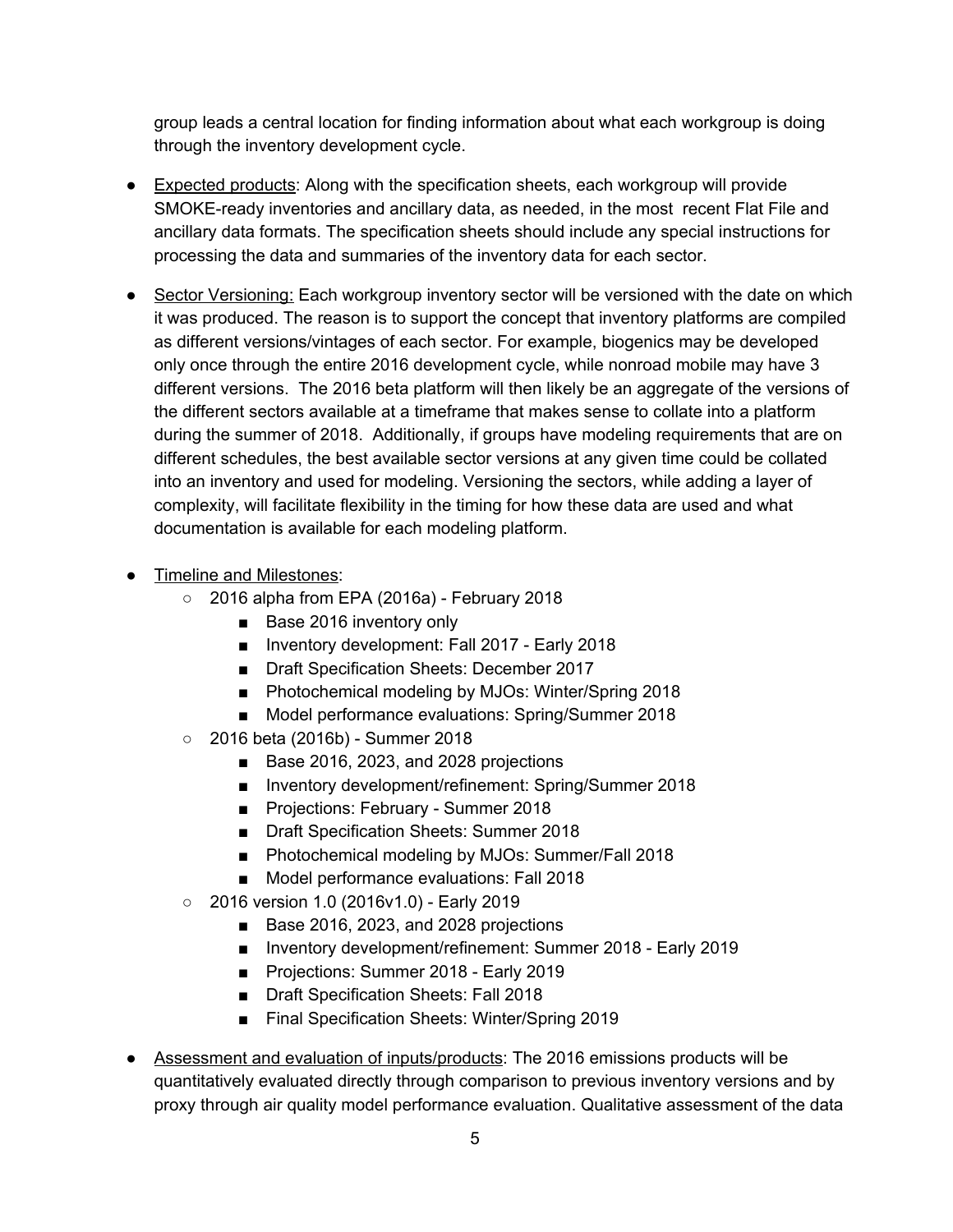group leads a central location for finding information about what each workgroup is doing through the inventory development cycle.

- Expected products: Along with the specification sheets, each workgroup will provide SMOKE-ready inventories and ancillary data, as needed, in the most recent Flat File and ancillary data formats. The specification sheets should include any special instructions for processing the data and summaries of the inventory data for each sector.

- Sector Versioning: Each workgroup inventory sector will be versioned with the date on which it was produced. The reason is to support the concept that inventory platforms are compiled as different versions/vintages of each sector. For example, biogenics may be developed only once through the entire 2016 development cycle, while nonroad mobile may have 3 different versions. The 2016 beta platform will then likely be an aggregate of the versions of the different sectors available at a timeframe that makes sense to collate into a platform during the summer of 2018. Additionally, if groups have modeling requirements that are on different schedules, the best available sector versions at any given time could be collated into an inventory and used for modeling. Versioning the sectors, while adding a layer of complexity, will facilitate flexibility in the timing for how these data are used and what documentation is available for each modeling platform.

- Timeline and Milestones:
  - 2016 alpha from EPA (2016a) - February 2018
    - Base 2016 inventory only
    - Inventory development: Fall 2017 - Early 2018
    - Draft Specification Sheets: December 2017
    - Photochemical modeling by MJOs: Winter/Spring 2018
    - Model performance evaluations: Spring/Summer 2018
  - 2016 beta (2016b) - Summer 2018
    - Base 2016, 2023, and 2028 projections
    - Inventory development/refinement: Spring/Summer 2018
    - Projections: February - Summer 2018
    - Draft Specification Sheets: Summer 2018
    - Photochemical modeling by MJOs: Summer/Fall 2018
    - Model performance evaluations: Fall 2018
  - 2016 version 1.0 (2016v1.0) - Early 2019
    - Base 2016, 2023, and 2028 projections
    - Inventory development/refinement: Summer 2018 - Early 2019
    - Projections: Summer 2018 - Early 2019
    - Draft Specification Sheets: Fall 2018
    - Final Specification Sheets: Winter/Spring 2019

- Assessment and evaluation of inputs/products: The 2016 emissions products will be quantitatively evaluated directly through comparison to previous inventory versions and by proxy through air quality model performance evaluation. Qualitative assessment of the data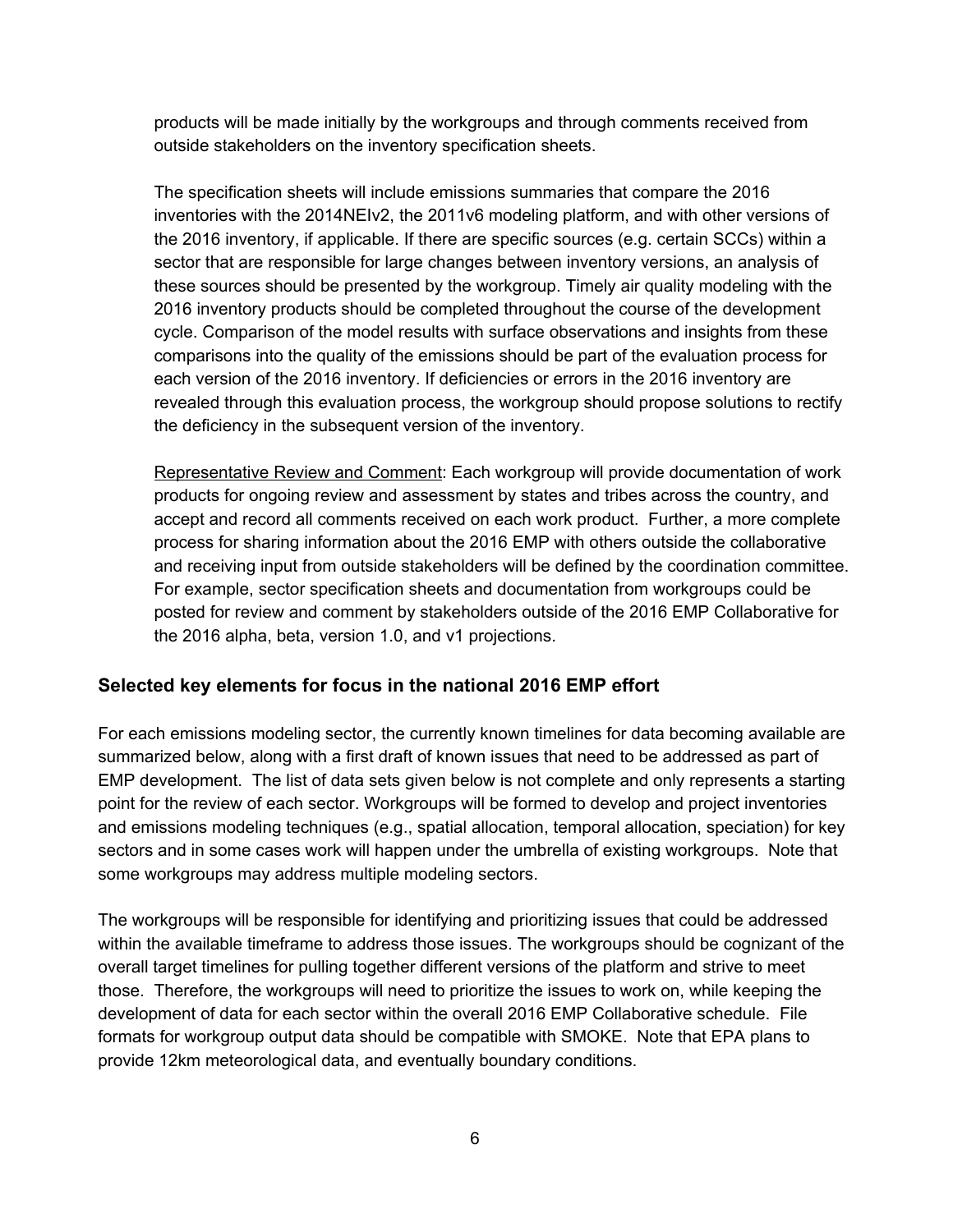products will be made initially by the workgroups and through comments received from outside stakeholders on the inventory specification sheets.

The specification sheets will include emissions summaries that compare the 2016 inventories with the 2014NEIv2, the 2011v6 modeling platform, and with other versions of the 2016 inventory, if applicable. If there are specific sources (e.g. certain SCCs) within a sector that are responsible for large changes between inventory versions, an analysis of these sources should be presented by the workgroup. Timely air quality modeling with the 2016 inventory products should be completed throughout the course of the development cycle. Comparison of the model results with surface observations and insights from these comparisons into the quality of the emissions should be part of the evaluation process for each version of the 2016 inventory. If deficiencies or errors in the 2016 inventory are revealed through this evaluation process, the workgroup should propose solutions to rectify the deficiency in the subsequent version of the inventory.

<u>Representative Review and Comment</u>: Each workgroup will provide documentation of work products for ongoing review and assessment by states and tribes across the country, and accept and record all comments received on each work product. Further, a more complete process for sharing information about the 2016 EMP with others outside the collaborative and receiving input from outside stakeholders will be defined by the coordination committee. For example, sector specification sheets and documentation from workgroups could be posted for review and comment by stakeholders outside of the 2016 EMP Collaborative for the 2016 alpha, beta, version 1.0, and v1 projections.

## Selected key elements for focus in the national 2016 EMP effort

For each emissions modeling sector, the currently known timelines for data becoming available are summarized below, along with a first draft of known issues that need to be addressed as part of EMP development. The list of data sets given below is not complete and only represents a starting point for the review of each sector. Workgroups will be formed to develop and project inventories and emissions modeling techniques (e.g., spatial allocation, temporal allocation, speciation) for key sectors and in some cases work will happen under the umbrella of existing workgroups. Note that some workgroups may address multiple modeling sectors.

The workgroups will be responsible for identifying and prioritizing issues that could be addressed within the available timeframe to address those issues. The workgroups should be cognizant of the overall target timelines for pulling together different versions of the platform and strive to meet those. Therefore, the workgroups will need to prioritize the issues to work on, while keeping the development of data for each sector within the overall 2016 EMP Collaborative schedule. File formats for workgroup output data should be compatible with SMOKE. Note that EPA plans to provide 12km meteorological data, and eventually boundary conditions.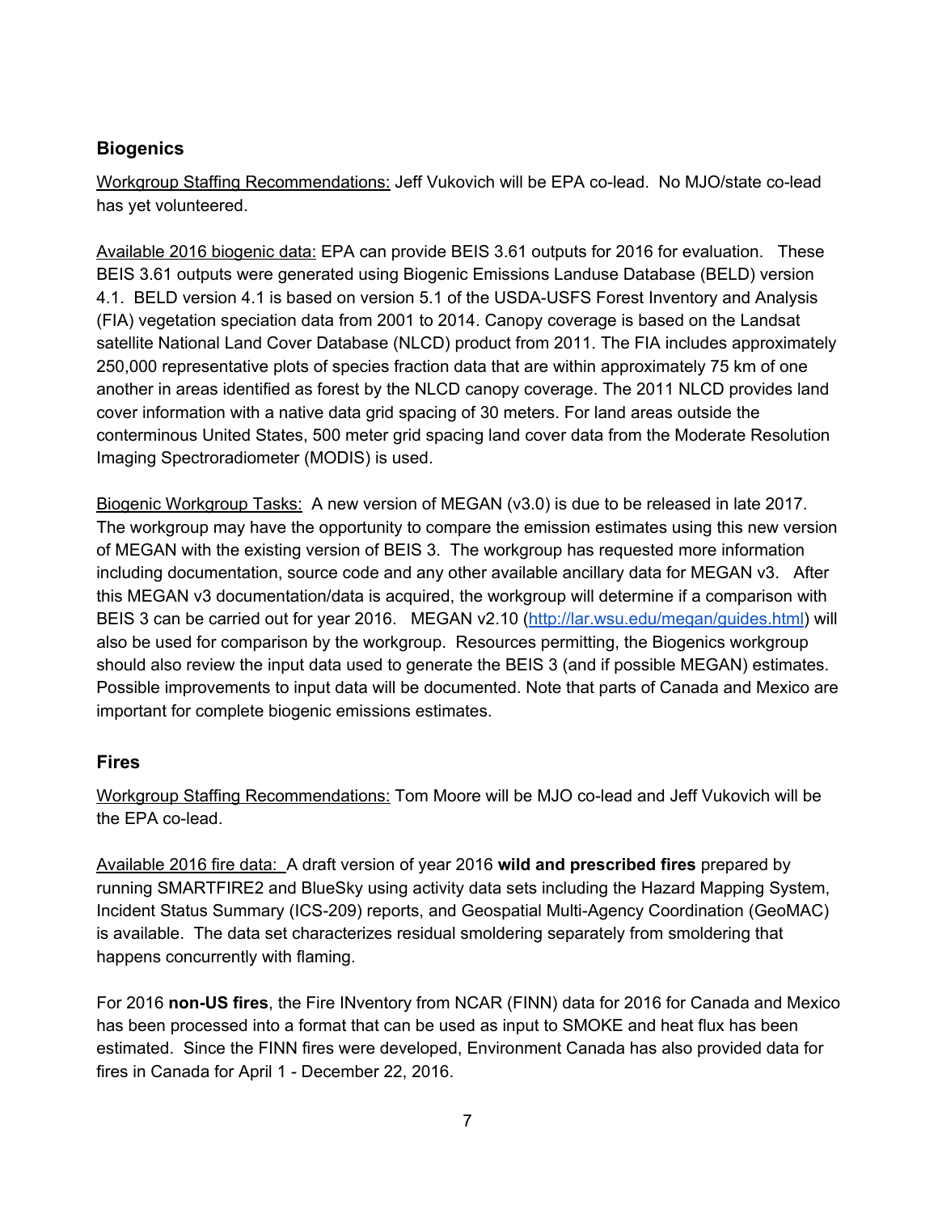## Biogenics

Workgroup Staffing Recommendations: Jeff Vukovich will be EPA co-lead. No MJO/state co-lead has yet volunteered.

Available 2016 biogenic data: EPA can provide BEIS 3.61 outputs for 2016 for evaluation. These BEIS 3.61 outputs were generated using Biogenic Emissions Landuse Database (BELD) version 4.1. BELD version 4.1 is based on version 5.1 of the USDA-USFS Forest Inventory and Analysis (FIA) vegetation speciation data from 2001 to 2014. Canopy coverage is based on the Landsat satellite National Land Cover Database (NLCD) product from 2011. The FIA includes approximately 250,000 representative plots of species fraction data that are within approximately 75 km of one another in areas identified as forest by the NLCD canopy coverage. The 2011 NLCD provides land cover information with a native data grid spacing of 30 meters. For land areas outside the conterminous United States, 500 meter grid spacing land cover data from the Moderate Resolution Imaging Spectroradiometer (MODIS) is used.

Biogenic Workgroup Tasks: A new version of MEGAN (v3.0) is due to be released in late 2017. The workgroup may have the opportunity to compare the emission estimates using this new version of MEGAN with the existing version of BEIS 3. The workgroup has requested more information including documentation, source code and any other available ancillary data for MEGAN v3. After this MEGAN v3 documentation/data is acquired, the workgroup will determine if a comparison with BEIS 3 can be carried out for year 2016. MEGAN v2.10 (http://lar.wsu.edu/megan/guides.html) will also be used for comparison by the workgroup. Resources permitting, the Biogenics workgroup should also review the input data used to generate the BEIS 3 (and if possible MEGAN) estimates. Possible improvements to input data will be documented. Note that parts of Canada and Mexico are important for complete biogenic emissions estimates.

## Fires

Workgroup Staffing Recommendations: Tom Moore will be MJO co-lead and Jeff Vukovich will be the EPA co-lead.

Available 2016 fire data: A draft version of year 2016 **wild and prescribed fires** prepared by running SMARTFIRE2 and BlueSky using activity data sets including the Hazard Mapping System, Incident Status Summary (ICS-209) reports, and Geospatial Multi-Agency Coordination (GeoMAC) is available. The data set characterizes residual smoldering separately from smoldering that happens concurrently with flaming.

For 2016 **non-US fires**, the Fire INventory from NCAR (FINN) data for 2016 for Canada and Mexico has been processed into a format that can be used as input to SMOKE and heat flux has been estimated. Since the FINN fires were developed, Environment Canada has also provided data for fires in Canada for April 1 - December 22, 2016.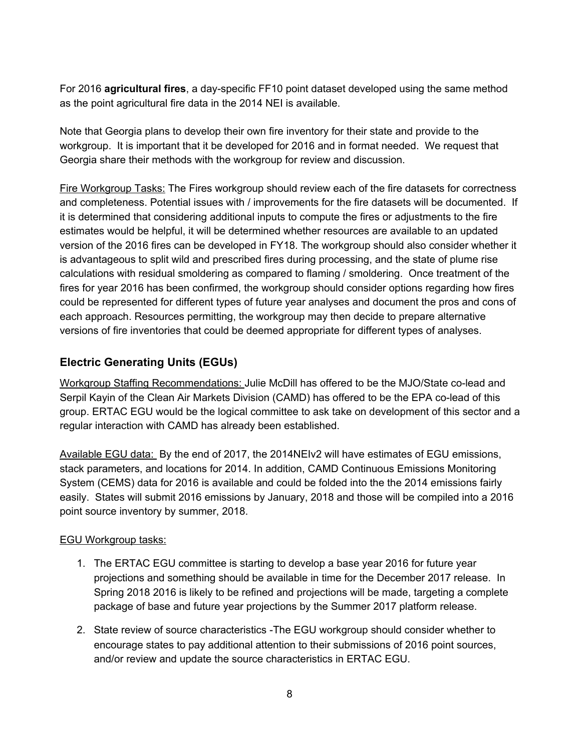For 2016 **agricultural fires**, a day-specific FF10 point dataset developed using the same method as the point agricultural fire data in the 2014 NEI is available.

Note that Georgia plans to develop their own fire inventory for their state and provide to the workgroup. It is important that it be developed for 2016 and in format needed. We request that Georgia share their methods with the workgroup for review and discussion.

<u>Fire Workgroup Tasks:</u> The Fires workgroup should review each of the fire datasets for correctness and completeness. Potential issues with / improvements for the fire datasets will be documented. If it is determined that considering additional inputs to compute the fires or adjustments to the fire estimates would be helpful, it will be determined whether resources are available to an updated version of the 2016 fires can be developed in FY18. The workgroup should also consider whether it is advantageous to split wild and prescribed fires during processing, and the state of plume rise calculations with residual smoldering as compared to flaming / smoldering. Once treatment of the fires for year 2016 has been confirmed, the workgroup should consider options regarding how fires could be represented for different types of future year analyses and document the pros and cons of each approach. Resources permitting, the workgroup may then decide to prepare alternative versions of fire inventories that could be deemed appropriate for different types of analyses.

## Electric Generating Units (EGUs)

<u>Workgroup Staffing Recommendations:</u> Julie McDill has offered to be the MJO/State co-lead and Serpil Kayin of the Clean Air Markets Division (CAMD) has offered to be the EPA co-lead of this group. ERTAC EGU would be the logical committee to ask take on development of this sector and a regular interaction with CAMD has already been established.

<u>Available EGU data:</u> By the end of 2017, the 2014NEIv2 will have estimates of EGU emissions, stack parameters, and locations for 2014. In addition, CAMD Continuous Emissions Monitoring System (CEMS) data for 2016 is available and could be folded into the the 2014 emissions fairly easily. States will submit 2016 emissions by January, 2018 and those will be compiled into a 2016 point source inventory by summer, 2018.

<u>EGU Workgroup tasks:</u>

1. The ERTAC EGU committee is starting to develop a base year 2016 for future year projections and something should be available in time for the December 2017 release. In Spring 2018 2016 is likely to be refined and projections will be made, targeting a complete package of base and future year projections by the Summer 2017 platform release.
2. State review of source characteristics -The EGU workgroup should consider whether to encourage states to pay additional attention to their submissions of 2016 point sources, and/or review and update the source characteristics in ERTAC EGU.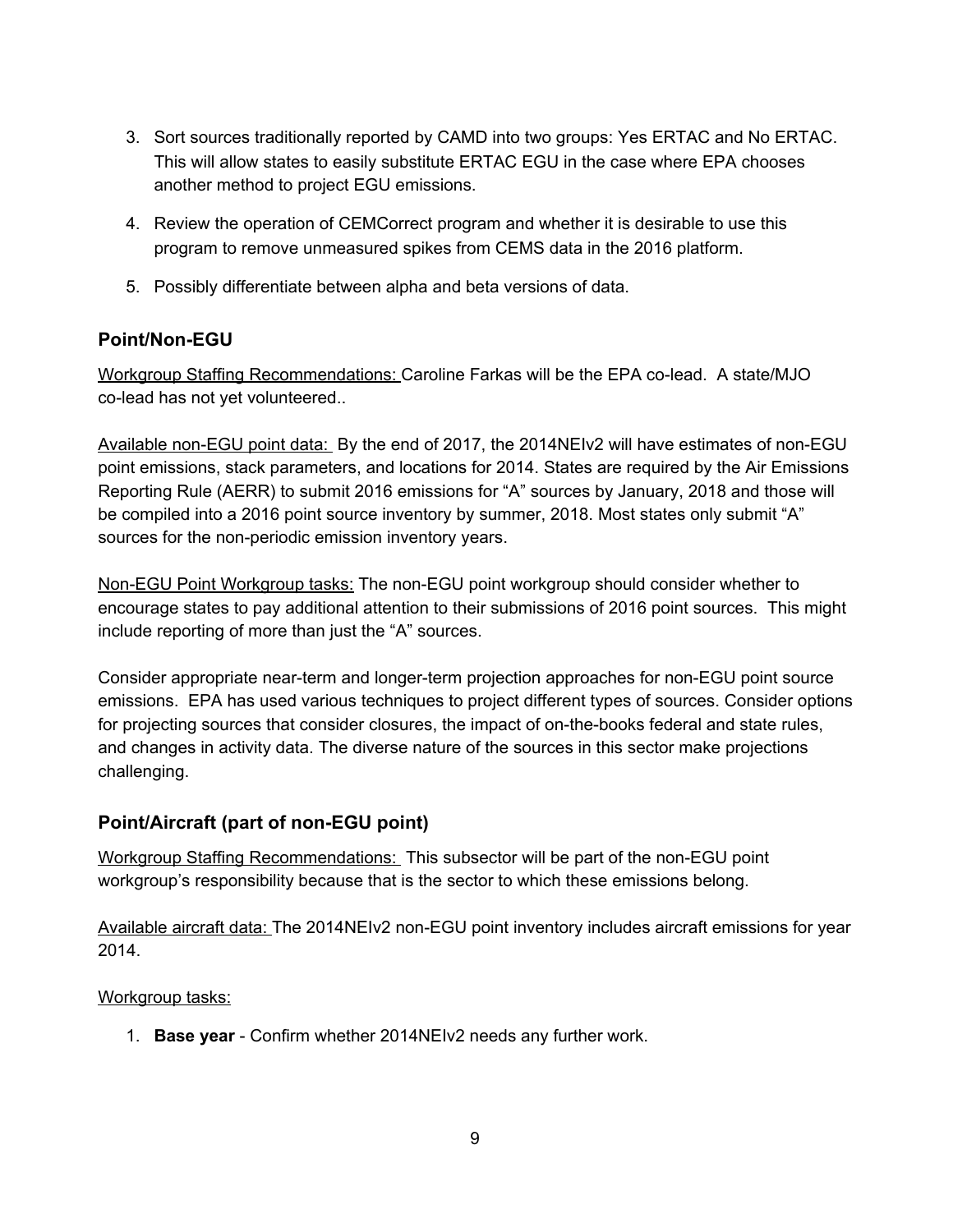3. Sort sources traditionally reported by CAMD into two groups: Yes ERTAC and No ERTAC. This will allow states to easily substitute ERTAC EGU in the case where EPA chooses another method to project EGU emissions.
4. Review the operation of CEMCorrect program and whether it is desirable to use this program to remove unmeasured spikes from CEMS data in the 2016 platform.
5. Possibly differentiate between alpha and beta versions of data.

## Point/Non-EGU

Workgroup Staffing Recommendations: Caroline Farkas will be the EPA co-lead. A state/MJO co-lead has not yet volunteered..

Available non-EGU point data: By the end of 2017, the 2014NEIv2 will have estimates of non-EGU point emissions, stack parameters, and locations for 2014. States are required by the Air Emissions Reporting Rule (AERR) to submit 2016 emissions for "A" sources by January, 2018 and those will be compiled into a 2016 point source inventory by summer, 2018. Most states only submit "A" sources for the non-periodic emission inventory years.

Non-EGU Point Workgroup tasks: The non-EGU point workgroup should consider whether to encourage states to pay additional attention to their submissions of 2016 point sources. This might include reporting of more than just the "A" sources.

Consider appropriate near-term and longer-term projection approaches for non-EGU point source emissions. EPA has used various techniques to project different types of sources. Consider options for projecting sources that consider closures, the impact of on-the-books federal and state rules, and changes in activity data. The diverse nature of the sources in this sector make projections challenging.

## Point/Aircraft (part of non-EGU point)

Workgroup Staffing Recommendations: This subsector will be part of the non-EGU point workgroup's responsibility because that is the sector to which these emissions belong.

Available aircraft data: The 2014NEIv2 non-EGU point inventory includes aircraft emissions for year 2014.

Workgroup tasks:

1. **Base year** - Confirm whether 2014NEIv2 needs any further work.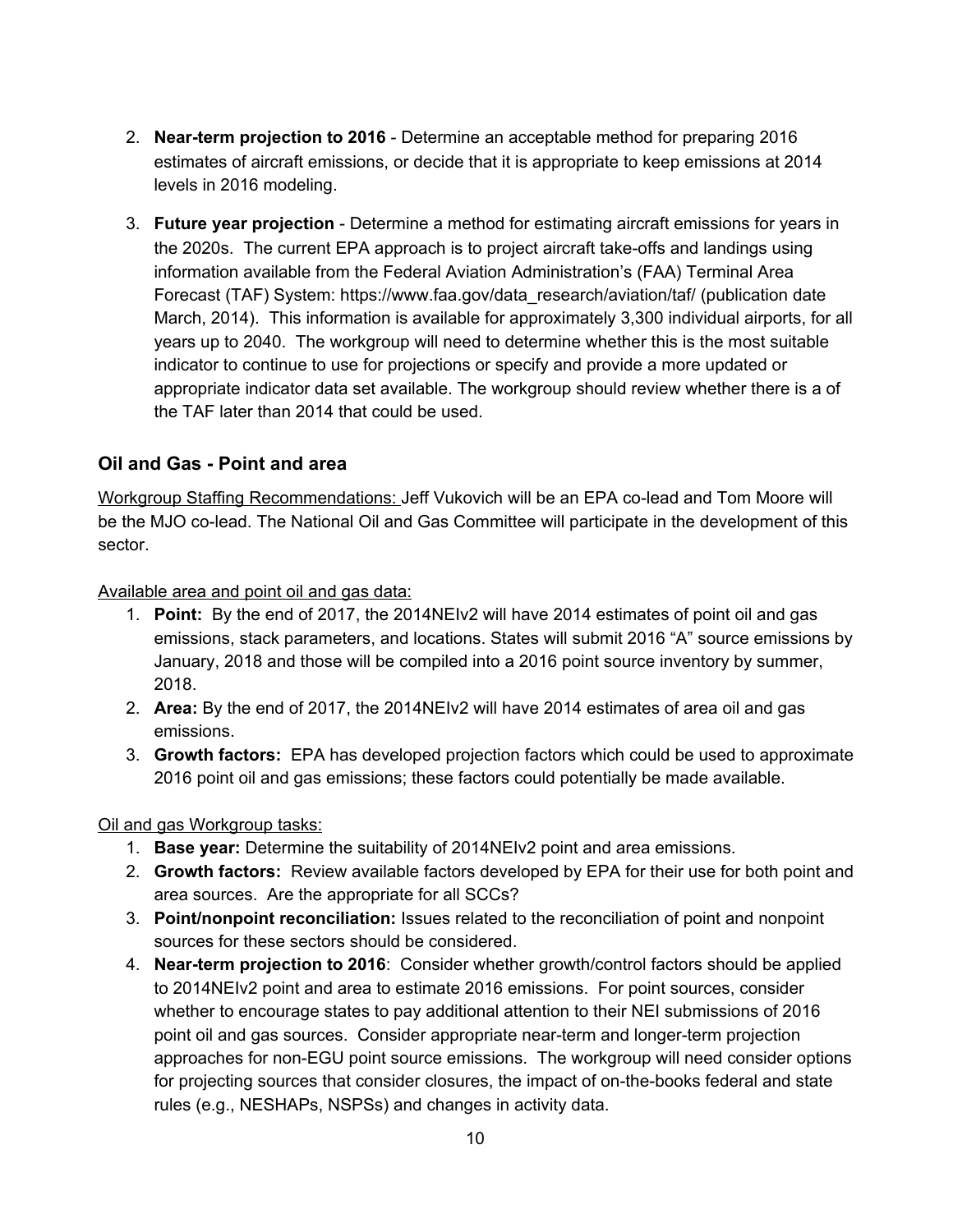2. **Near-term projection to 2016** - Determine an acceptable method for preparing 2016 estimates of aircraft emissions, or decide that it is appropriate to keep emissions at 2014 levels in 2016 modeling.
3. **Future year projection** - Determine a method for estimating aircraft emissions for years in the 2020s. The current EPA approach is to project aircraft take-offs and landings using information available from the Federal Aviation Administration's (FAA) Terminal Area Forecast (TAF) System: https://www.faa.gov/data_research/aviation/taf/ (publication date March, 2014). This information is available for approximately 3,300 individual airports, for all years up to 2040. The workgroup will need to determine whether this is the most suitable indicator to continue to use for projections or specify and provide a more updated or appropriate indicator data set available. The workgroup should review whether there is a of the TAF later than 2014 that could be used.

### Oil and Gas - Point and area

Workgroup Staffing Recommendations: Jeff Vukovich will be an EPA co-lead and Tom Moore will be the MJO co-lead. The National Oil and Gas Committee will participate in the development of this sector.

Available area and point oil and gas data:

1. **Point:** By the end of 2017, the 2014NEIv2 will have 2014 estimates of point oil and gas emissions, stack parameters, and locations. States will submit 2016 "A" source emissions by January, 2018 and those will be compiled into a 2016 point source inventory by summer, 2018.
2. **Area:** By the end of 2017, the 2014NEIv2 will have 2014 estimates of area oil and gas emissions.
3. **Growth factors:** EPA has developed projection factors which could be used to approximate 2016 point oil and gas emissions; these factors could potentially be made available.

Oil and gas Workgroup tasks:

1. **Base year:** Determine the suitability of 2014NEIv2 point and area emissions.
2. **Growth factors:** Review available factors developed by EPA for their use for both point and area sources. Are the appropriate for all SCCs?
3. **Point/nonpoint reconciliation:** Issues related to the reconciliation of point and nonpoint sources for these sectors should be considered.
4. **Near-term projection to 2016**: Consider whether growth/control factors should be applied to 2014NEIv2 point and area to estimate 2016 emissions. For point sources, consider whether to encourage states to pay additional attention to their NEI submissions of 2016 point oil and gas sources. Consider appropriate near-term and longer-term projection approaches for non-EGU point source emissions. The workgroup will need consider options for projecting sources that consider closures, the impact of on-the-books federal and state rules (e.g., NESHAPs, NSPSs) and changes in activity data.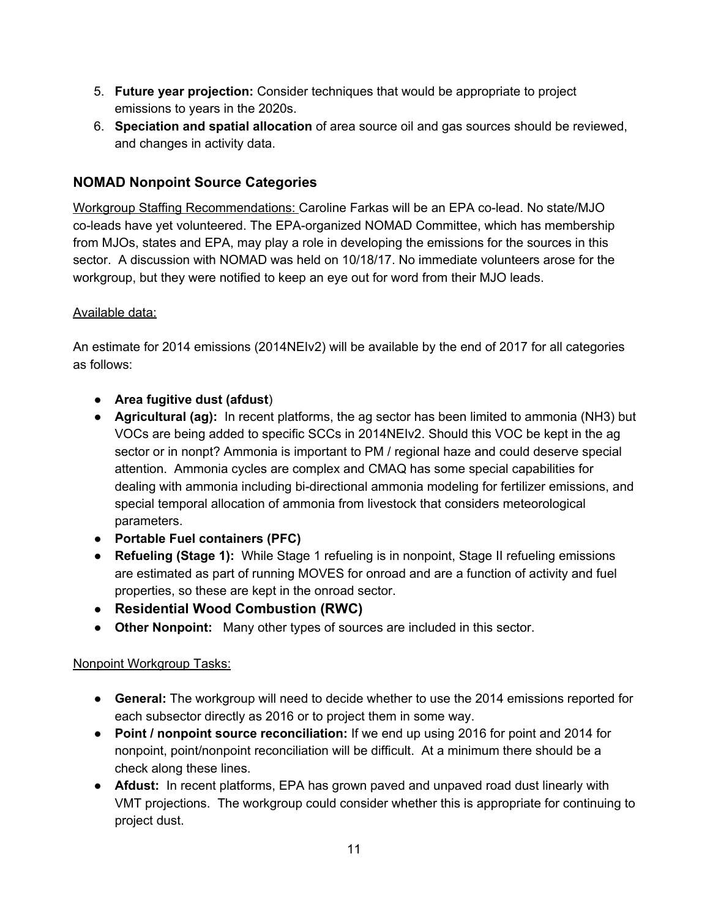5. **Future year projection:** Consider techniques that would be appropriate to project emissions to years in the 2020s.
6. **Speciation and spatial allocation** of area source oil and gas sources should be reviewed, and changes in activity data.

## NOMAD Nonpoint Source Categories

Workgroup Staffing Recommendations: Caroline Farkas will be an EPA co-lead. No state/MJO co-leads have yet volunteered. The EPA-organized NOMAD Committee, which has membership from MJOs, states and EPA, may play a role in developing the emissions for the sources in this sector. A discussion with NOMAD was held on 10/18/17. No immediate volunteers arose for the workgroup, but they were notified to keep an eye out for word from their MJO leads.

Available data:

An estimate for 2014 emissions (2014NEIv2) will be available by the end of 2017 for all categories as follows:

- **Area fugitive dust (afdust**)
- **Agricultural (ag):** In recent platforms, the ag sector has been limited to ammonia (NH3) but VOCs are being added to specific SCCs in 2014NEIv2. Should this VOC be kept in the ag sector or in nonpt? Ammonia is important to PM / regional haze and could deserve special attention. Ammonia cycles are complex and CMAQ has some special capabilities for dealing with ammonia including bi-directional ammonia modeling for fertilizer emissions, and special temporal allocation of ammonia from livestock that considers meteorological parameters.
- **Portable Fuel containers (PFC)**
- **Refueling (Stage 1):** While Stage 1 refueling is in nonpoint, Stage II refueling emissions are estimated as part of running MOVES for onroad and are a function of activity and fuel properties, so these are kept in the onroad sector.
- **Residential Wood Combustion (RWC)**
- **Other Nonpoint:** Many other types of sources are included in this sector.

Nonpoint Workgroup Tasks:

- **General:** The workgroup will need to decide whether to use the 2014 emissions reported for each subsector directly as 2016 or to project them in some way.
- **Point / nonpoint source reconciliation:** If we end up using 2016 for point and 2014 for nonpoint, point/nonpoint reconciliation will be difficult. At a minimum there should be a check along these lines.
- **Afdust:** In recent platforms, EPA has grown paved and unpaved road dust linearly with VMT projections. The workgroup could consider whether this is appropriate for continuing to project dust.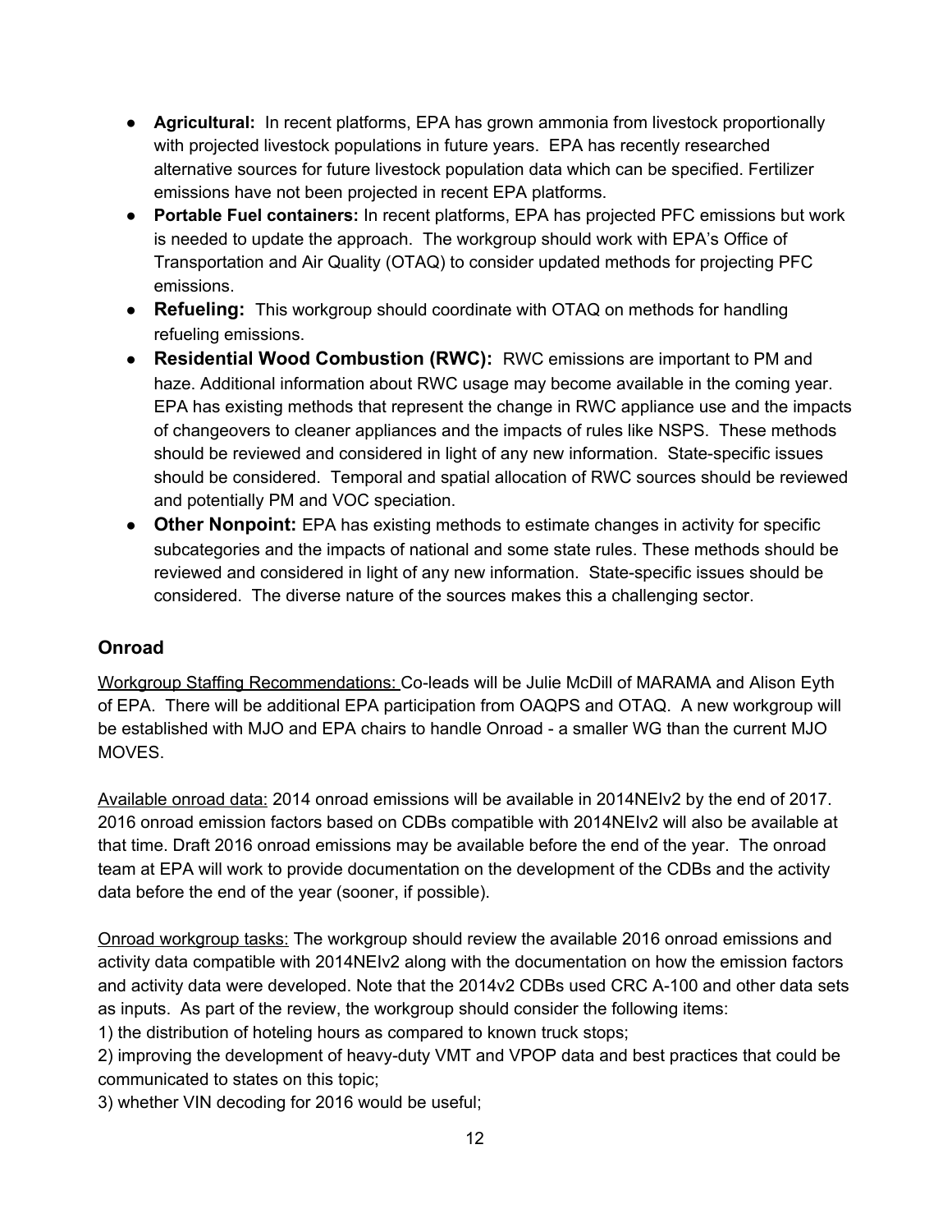- **Agricultural:** In recent platforms, EPA has grown ammonia from livestock proportionally with projected livestock populations in future years. EPA has recently researched alternative sources for future livestock population data which can be specified. Fertilizer emissions have not been projected in recent EPA platforms.
- **Portable Fuel containers:** In recent platforms, EPA has projected PFC emissions but work is needed to update the approach. The workgroup should work with EPA's Office of Transportation and Air Quality (OTAQ) to consider updated methods for projecting PFC emissions.
- **Refueling:** This workgroup should coordinate with OTAQ on methods for handling refueling emissions.
- **Residential Wood Combustion (RWC):** RWC emissions are important to PM and haze. Additional information about RWC usage may become available in the coming year. EPA has existing methods that represent the change in RWC appliance use and the impacts of changeovers to cleaner appliances and the impacts of rules like NSPS. These methods should be reviewed and considered in light of any new information. State-specific issues should be considered. Temporal and spatial allocation of RWC sources should be reviewed and potentially PM and VOC speciation.
- **Other Nonpoint:** EPA has existing methods to estimate changes in activity for specific subcategories and the impacts of national and some state rules. These methods should be reviewed and considered in light of any new information. State-specific issues should be considered. The diverse nature of the sources makes this a challenging sector.

### Onroad

Workgroup Staffing Recommendations: Co-leads will be Julie McDill of MARAMA and Alison Eyth of EPA. There will be additional EPA participation from OAQPS and OTAQ. A new workgroup will be established with MJO and EPA chairs to handle Onroad - a smaller WG than the current MJO MOVES.

Available onroad data: 2014 onroad emissions will be available in 2014NEIv2 by the end of 2017. 2016 onroad emission factors based on CDBs compatible with 2014NEIv2 will also be available at that time. Draft 2016 onroad emissions may be available before the end of the year. The onroad team at EPA will work to provide documentation on the development of the CDBs and the activity data before the end of the year (sooner, if possible).

Onroad workgroup tasks: The workgroup should review the available 2016 onroad emissions and activity data compatible with 2014NEIv2 along with the documentation on how the emission factors and activity data were developed. Note that the 2014v2 CDBs used CRC A-100 and other data sets as inputs. As part of the review, the workgroup should consider the following items:
1) the distribution of hoteling hours as compared to known truck stops;
2) improving the development of heavy-duty VMT and VPOP data and best practices that could be communicated to states on this topic;
3) whether VIN decoding for 2016 would be useful;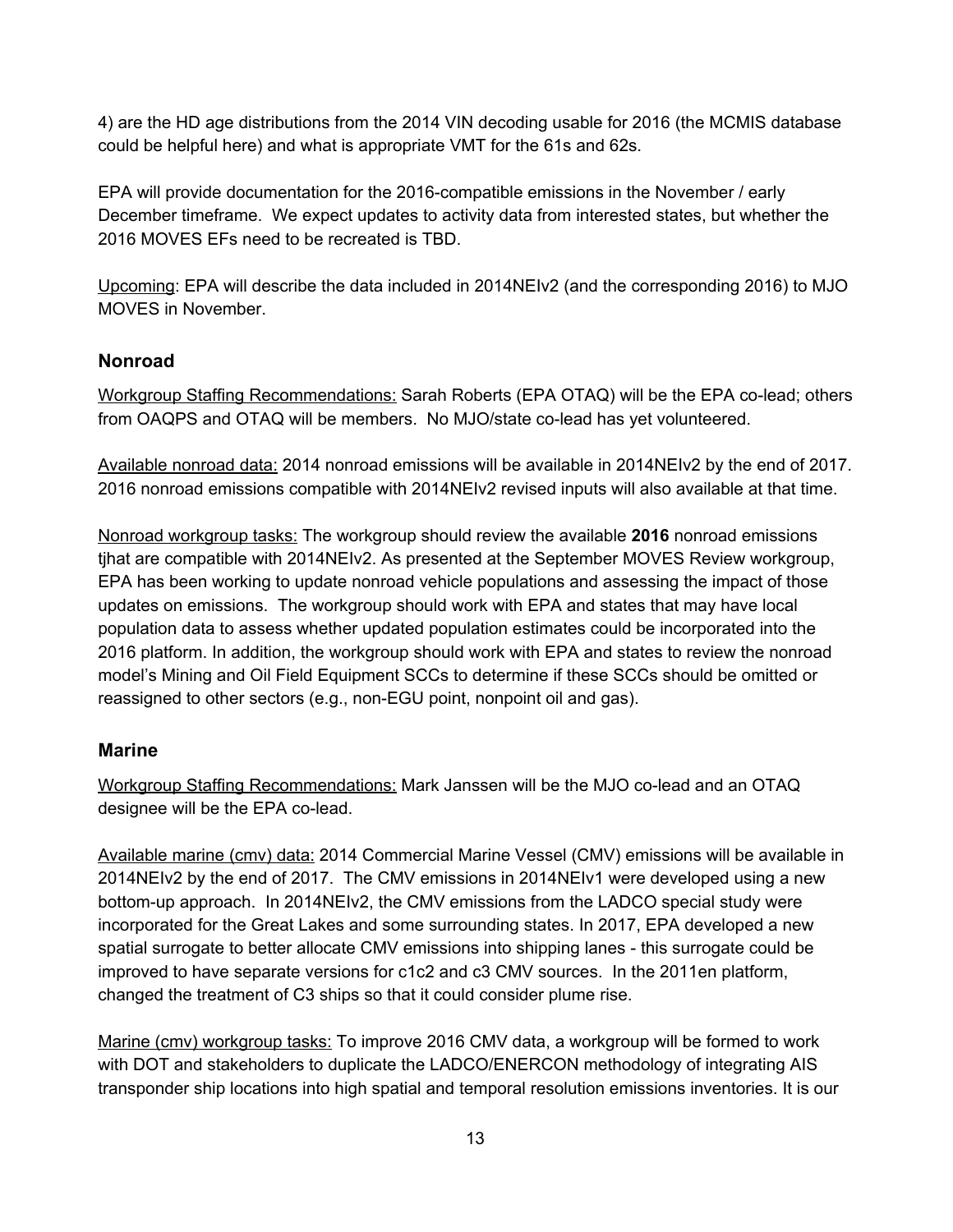4) are the HD age distributions from the 2014 VIN decoding usable for 2016 (the MCMIS database could be helpful here) and what is appropriate VMT for the 61s and 62s.

EPA will provide documentation for the 2016-compatible emissions in the November / early December timeframe. We expect updates to activity data from interested states, but whether the 2016 MOVES EFs need to be recreated is TBD.

Upcoming: EPA will describe the data included in 2014NEIv2 (and the corresponding 2016) to MJO MOVES in November.

### Nonroad

Workgroup Staffing Recommendations: Sarah Roberts (EPA OTAQ) will be the EPA co-lead; others from OAQPS and OTAQ will be members. No MJO/state co-lead has yet volunteered.

Available nonroad data: 2014 nonroad emissions will be available in 2014NEIv2 by the end of 2017. 2016 nonroad emissions compatible with 2014NEIv2 revised inputs will also available at that time.

Nonroad workgroup tasks: The workgroup should review the available **2016** nonroad emissions tjhat are compatible with 2014NEIv2. As presented at the September MOVES Review workgroup, EPA has been working to update nonroad vehicle populations and assessing the impact of those updates on emissions. The workgroup should work with EPA and states that may have local population data to assess whether updated population estimates could be incorporated into the 2016 platform. In addition, the workgroup should work with EPA and states to review the nonroad model's Mining and Oil Field Equipment SCCs to determine if these SCCs should be omitted or reassigned to other sectors (e.g., non-EGU point, nonpoint oil and gas).

### Marine

Workgroup Staffing Recommendations: Mark Janssen will be the MJO co-lead and an OTAQ designee will be the EPA co-lead.

Available marine (cmv) data: 2014 Commercial Marine Vessel (CMV) emissions will be available in 2014NEIv2 by the end of 2017. The CMV emissions in 2014NEIv1 were developed using a new bottom-up approach. In 2014NEIv2, the CMV emissions from the LADCO special study were incorporated for the Great Lakes and some surrounding states. In 2017, EPA developed a new spatial surrogate to better allocate CMV emissions into shipping lanes - this surrogate could be improved to have separate versions for c1c2 and c3 CMV sources. In the 2011en platform, changed the treatment of C3 ships so that it could consider plume rise.

Marine (cmv) workgroup tasks: To improve 2016 CMV data, a workgroup will be formed to work with DOT and stakeholders to duplicate the LADCO/ENERCON methodology of integrating AIS transponder ship locations into high spatial and temporal resolution emissions inventories. It is our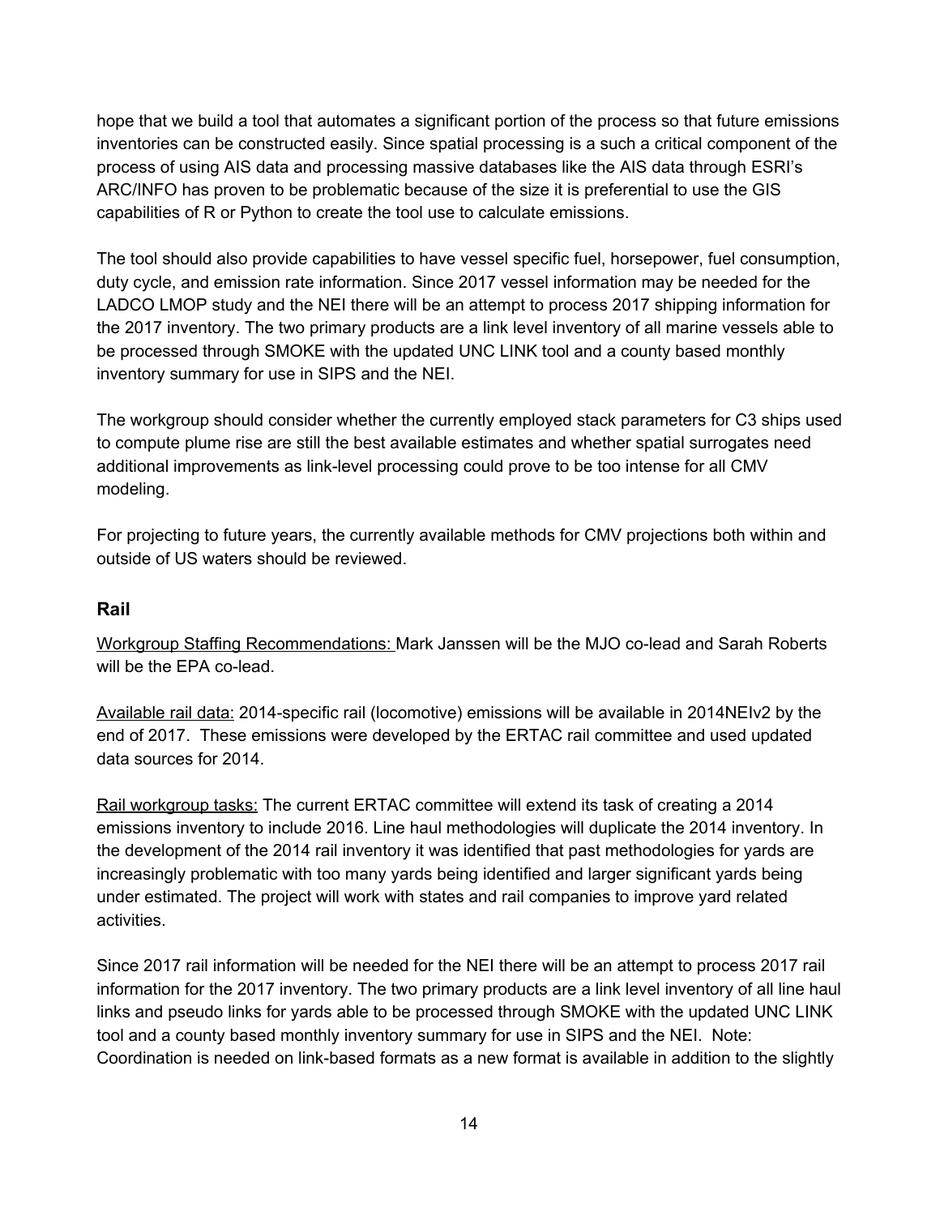hope that we build a tool that automates a significant portion of the process so that future emissions inventories can be constructed easily. Since spatial processing is a such a critical component of the process of using AIS data and processing massive databases like the AIS data through ESRI's ARC/INFO has proven to be problematic because of the size it is preferential to use the GIS capabilities of R or Python to create the tool use to calculate emissions.

The tool should also provide capabilities to have vessel specific fuel, horsepower, fuel consumption, duty cycle, and emission rate information. Since 2017 vessel information may be needed for the LADCO LMOP study and the NEI there will be an attempt to process 2017 shipping information for the 2017 inventory. The two primary products are a link level inventory of all marine vessels able to be processed through SMOKE with the updated UNC LINK tool and a county based monthly inventory summary for use in SIPS and the NEI.

The workgroup should consider whether the currently employed stack parameters for C3 ships used to compute plume rise are still the best available estimates and whether spatial surrogates need additional improvements as link-level processing could prove to be too intense for all CMV modeling.

For projecting to future years, the currently available methods for CMV projections both within and outside of US waters should be reviewed.

### Rail

Workgroup Staffing Recommendations: Mark Janssen will be the MJO co-lead and Sarah Roberts will be the EPA co-lead.

Available rail data: 2014-specific rail (locomotive) emissions will be available in 2014NEIv2 by the end of 2017. These emissions were developed by the ERTAC rail committee and used updated data sources for 2014.

Rail workgroup tasks: The current ERTAC committee will extend its task of creating a 2014 emissions inventory to include 2016. Line haul methodologies will duplicate the 2014 inventory. In the development of the 2014 rail inventory it was identified that past methodologies for yards are increasingly problematic with too many yards being identified and larger significant yards being under estimated. The project will work with states and rail companies to improve yard related activities.

Since 2017 rail information will be needed for the NEI there will be an attempt to process 2017 rail information for the 2017 inventory. The two primary products are a link level inventory of all line haul links and pseudo links for yards able to be processed through SMOKE with the updated UNC LINK tool and a county based monthly inventory summary for use in SIPS and the NEI. Note: Coordination is needed on link-based formats as a new format is available in addition to the slightly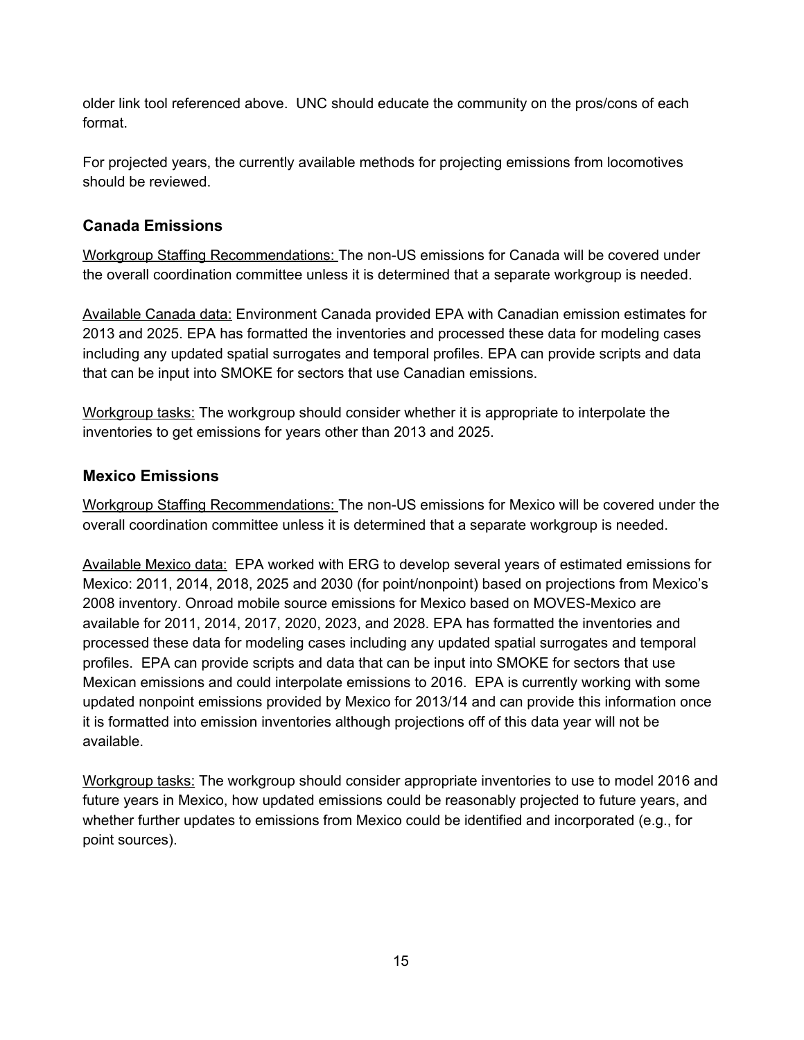older link tool referenced above. UNC should educate the community on the pros/cons of each format.

For projected years, the currently available methods for projecting emissions from locomotives should be reviewed.

## Canada Emissions

Workgroup Staffing Recommendations: The non-US emissions for Canada will be covered under the overall coordination committee unless it is determined that a separate workgroup is needed.

Available Canada data: Environment Canada provided EPA with Canadian emission estimates for 2013 and 2025. EPA has formatted the inventories and processed these data for modeling cases including any updated spatial surrogates and temporal profiles. EPA can provide scripts and data that can be input into SMOKE for sectors that use Canadian emissions.

Workgroup tasks: The workgroup should consider whether it is appropriate to interpolate the inventories to get emissions for years other than 2013 and 2025.

## Mexico Emissions

Workgroup Staffing Recommendations: The non-US emissions for Mexico will be covered under the overall coordination committee unless it is determined that a separate workgroup is needed.

Available Mexico data: EPA worked with ERG to develop several years of estimated emissions for Mexico: 2011, 2014, 2018, 2025 and 2030 (for point/nonpoint) based on projections from Mexico's 2008 inventory. Onroad mobile source emissions for Mexico based on MOVES-Mexico are available for 2011, 2014, 2017, 2020, 2023, and 2028. EPA has formatted the inventories and processed these data for modeling cases including any updated spatial surrogates and temporal profiles. EPA can provide scripts and data that can be input into SMOKE for sectors that use Mexican emissions and could interpolate emissions to 2016. EPA is currently working with some updated nonpoint emissions provided by Mexico for 2013/14 and can provide this information once it is formatted into emission inventories although projections off of this data year will not be available.

Workgroup tasks: The workgroup should consider appropriate inventories to use to model 2016 and future years in Mexico, how updated emissions could be reasonably projected to future years, and whether further updates to emissions from Mexico could be identified and incorporated (e.g., for point sources).